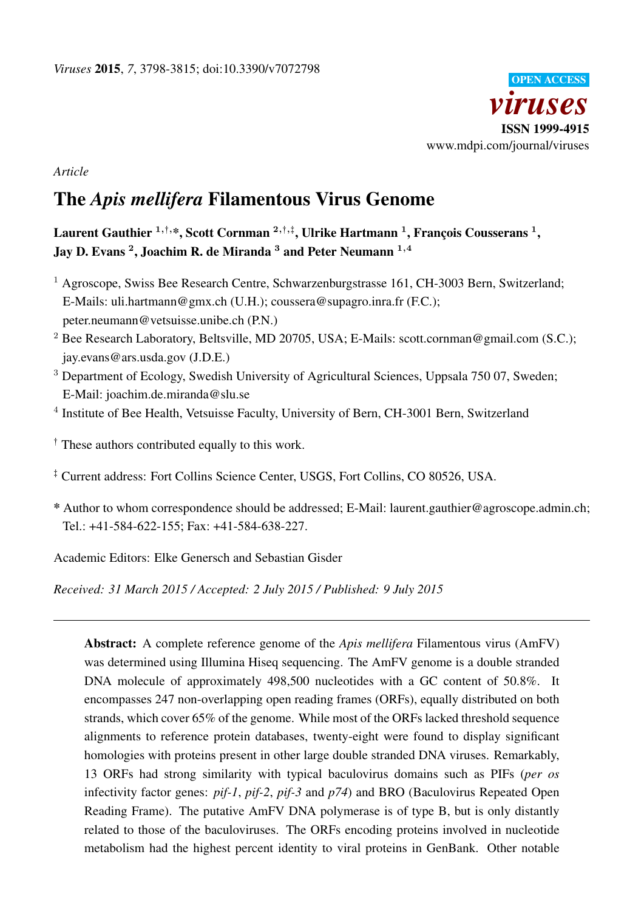*Article*

# The *Apis mellifera* Filamentous Virus Genome

**Laurent Gauthier [1,†,*], Scott Cornman [2,†,‡], Ulrike Hartmann [1], François Cousserans [1], Jay D. Evans [2], Joachim R. de Miranda [3] and Peter Neumann [1,4]**

[1] Agroscope, Swiss Bee Research Centre, Schwarzenburgstrasse 161, CH-3003 Bern, Switzerland; E-Mails: uli.hartmann@gmx.ch (U.H.); coussera@supagro.inra.fr (F.C.); peter.neumann@vetsuisse.unibe.ch (P.N.)

[2] Bee Research Laboratory, Beltsville, MD 20705, USA; E-Mails: scott.cornman@gmail.com (S.C.); jay.evans@ars.usda.gov (J.D.E.)

[3] Department of Ecology, Swedish University of Agricultural Sciences, Uppsala 750 07, Sweden; E-Mail: joachim.de.miranda@slu.se

[4] Institute of Bee Health, Vetsuisse Faculty, University of Bern, CH-3001 Bern, Switzerland

† These authors contributed equally to this work.

‡ Current address: Fort Collins Science Center, USGS, Fort Collins, CO 80526, USA.

\* Author to whom correspondence should be addressed; E-Mail: laurent.gauthier@agroscope.admin.ch; Tel.: +41-584-622-155; Fax: +41-584-638-227.

Academic Editors: Elke Genersch and Sebastian Gisder

*Received: 31 March 2015 / Accepted: 2 July 2015 / Published: 9 July 2015*

---

**Abstract:** A complete reference genome of the *Apis mellifera* Filamentous virus (AmFV) was determined using Illumina Hiseq sequencing. The AmFV genome is a double stranded DNA molecule of approximately 498,500 nucleotides with a GC content of 50.8%. It encompasses 247 non-overlapping open reading frames (ORFs), equally distributed on both strands, which cover 65% of the genome. While most of the ORFs lacked threshold sequence alignments to reference protein databases, twenty-eight were found to display significant homologies with proteins present in other large double stranded DNA viruses. Remarkably, 13 ORFs had strong similarity with typical baculovirus domains such as PIFs (*per os* infectivity factor genes: *pif-1*, *pif-2*, *pif-3* and *p74*) and BRO (Baculovirus Repeated Open Reading Frame). The putative AmFV DNA polymerase is of type B, but is only distantly related to those of the baculoviruses. The ORFs encoding proteins involved in nucleotide metabolism had the highest percent identity to viral proteins in GenBank. Other notable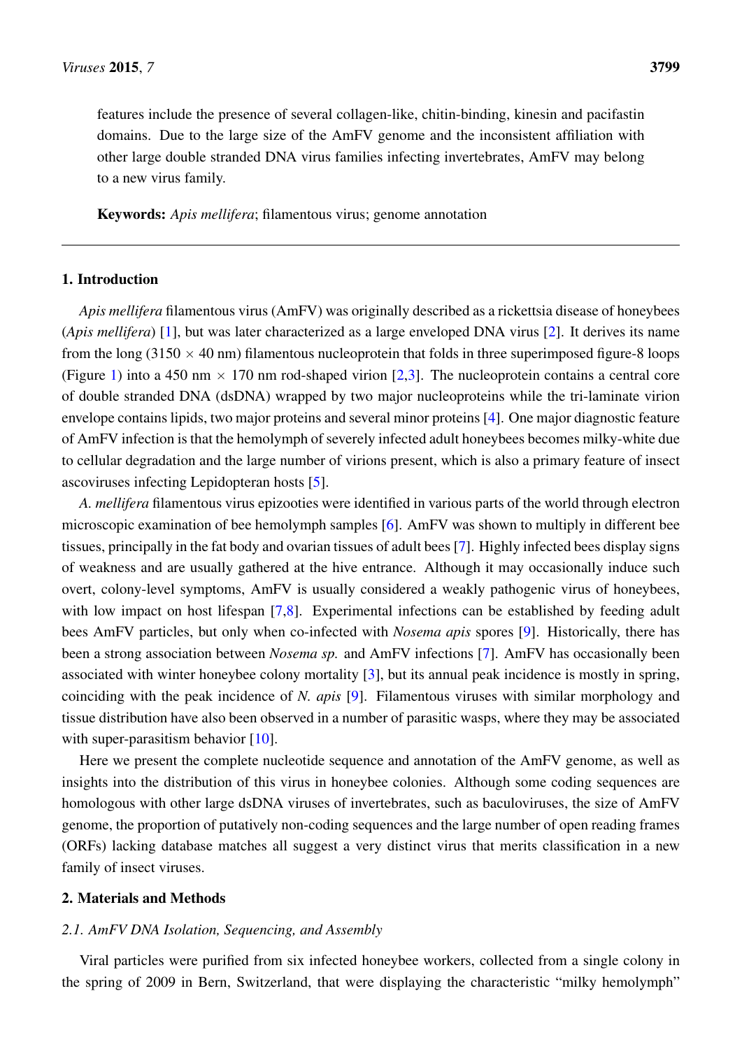features include the presence of several collagen-like, chitin-binding, kinesin and pacifastin domains. Due to the large size of the AmFV genome and the inconsistent affiliation with other large double stranded DNA virus families infecting invertebrates, AmFV may belong to a new virus family.

**Keywords:** *Apis mellifera*; filamentous virus; genome annotation

## 1. Introduction

*Apis mellifera* filamentous virus (AmFV) was originally described as a rickettsia disease of honeybees (*Apis mellifera*) [1], but was later characterized as a large enveloped DNA virus [2]. It derives its name from the long (3150 $\times$ 40 nm) filamentous nucleoprotein that folds in three superimposed figure-8 loops (Figure 1) into a 450 nm $\times$ 170 nm rod-shaped virion [2,3]. The nucleoprotein contains a central core of double stranded DNA (dsDNA) wrapped by two major nucleoproteins while the tri-laminate virion envelope contains lipids, two major proteins and several minor proteins [4]. One major diagnostic feature of AmFV infection is that the hemolymph of severely infected adult honeybees becomes milky-white due to cellular degradation and the large number of virions present, which is also a primary feature of insect ascoviruses infecting Lepidopteran hosts [5].

*A. mellifera* filamentous virus epizooties were identified in various parts of the world through electron microscopic examination of bee hemolymph samples [6]. AmFV was shown to multiply in different bee tissues, principally in the fat body and ovarian tissues of adult bees [7]. Highly infected bees display signs of weakness and are usually gathered at the hive entrance. Although it may occasionally induce such overt, colony-level symptoms, AmFV is usually considered a weakly pathogenic virus of honeybees, with low impact on host lifespan [7,8]. Experimental infections can be established by feeding adult bees AmFV particles, but only when co-infected with *Nosema apis* spores [9]. Historically, there has been a strong association between *Nosema sp.* and AmFV infections [7]. AmFV has occasionally been associated with winter honeybee colony mortality [3], but its annual peak incidence is mostly in spring, coinciding with the peak incidence of *N. apis* [9]. Filamentous viruses with similar morphology and tissue distribution have also been observed in a number of parasitic wasps, where they may be associated with super-parasitism behavior [10].

Here we present the complete nucleotide sequence and annotation of the AmFV genome, as well as insights into the distribution of this virus in honeybee colonies. Although some coding sequences are homologous with other large dsDNA viruses of invertebrates, such as baculoviruses, the size of AmFV genome, the proportion of putatively non-coding sequences and the large number of open reading frames (ORFs) lacking database matches all suggest a very distinct virus that merits classification in a new family of insect viruses.

## 2. Materials and Methods

### 2.1. AmFV DNA Isolation, Sequencing, and Assembly

Viral particles were purified from six infected honeybee workers, collected from a single colony in the spring of 2009 in Bern, Switzerland, that were displaying the characteristic "milky hemolymph"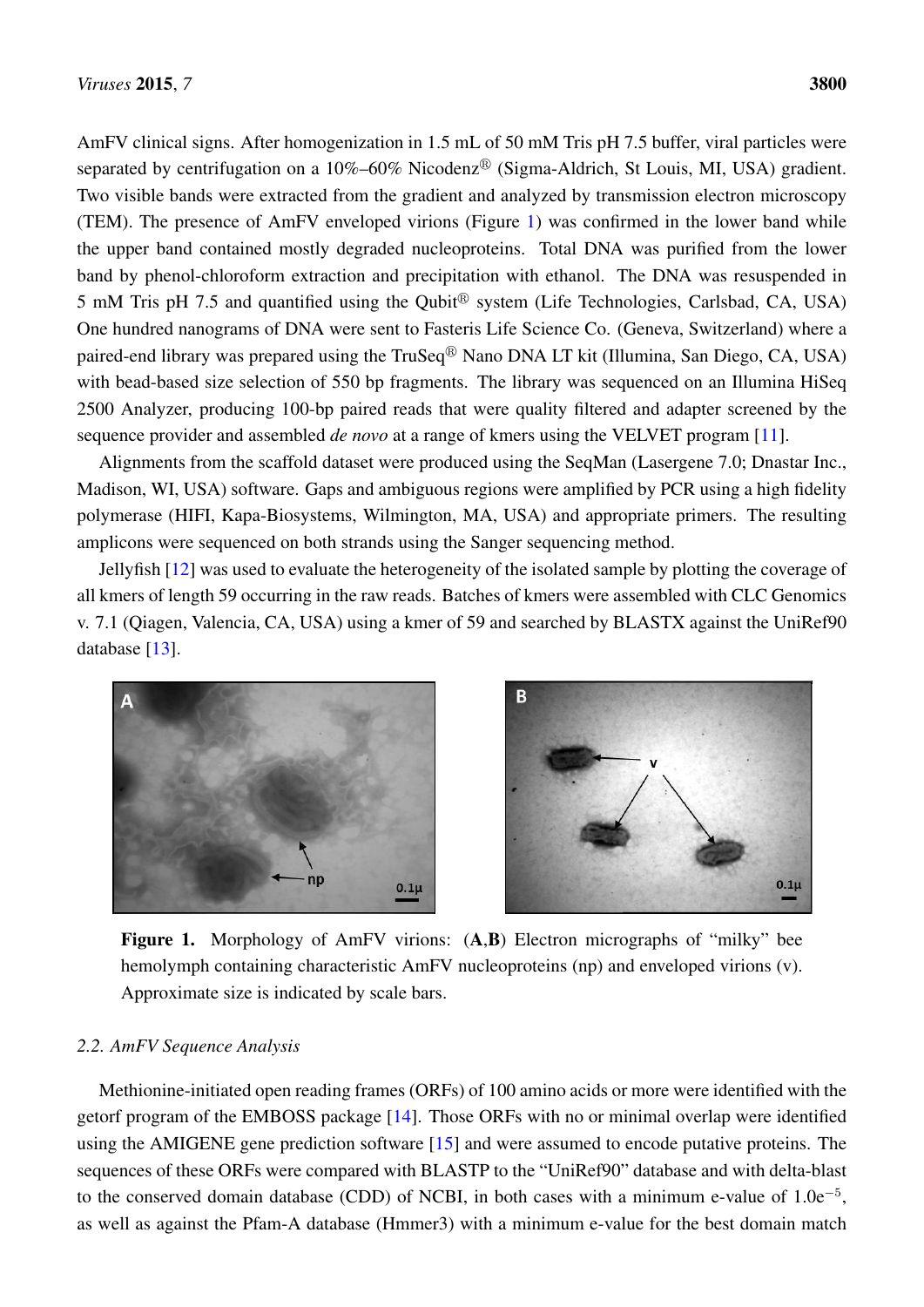AmFV clinical signs. After homogenization in 1.5 mL of 50 mM Tris pH 7.5 buffer, viral particles were separated by centrifugation on a 10%–60% Nicodenz® (Sigma-Aldrich, St Louis, MI, USA) gradient. Two visible bands were extracted from the gradient and analyzed by transmission electron microscopy (TEM). The presence of AmFV enveloped virions (Figure 1) was confirmed in the lower band while the upper band contained mostly degraded nucleoproteins. Total DNA was purified from the lower band by phenol-chloroform extraction and precipitation with ethanol. The DNA was resuspended in 5 mM Tris pH 7.5 and quantified using the Qubit® system (Life Technologies, Carlsbad, CA, USA) One hundred nanograms of DNA were sent to Fasteris Life Science Co. (Geneva, Switzerland) where a paired-end library was prepared using the TruSeq® Nano DNA LT kit (Illumina, San Diego, CA, USA) with bead-based size selection of 550 bp fragments. The library was sequenced on an Illumina HiSeq 2500 Analyzer, producing 100-bp paired reads that were quality filtered and adapter screened by the sequence provider and assembled *de novo* at a range of kmers using the VELVET program [11].

Alignments from the scaffold dataset were produced using the SeqMan (Lasergene 7.0; Dnastar Inc., Madison, WI, USA) software. Gaps and ambiguous regions were amplified by PCR using a high fidelity polymerase (HIFI, Kapa-Biosystems, Wilmington, MA, USA) and appropriate primers. The resulting amplicons were sequenced on both strands using the Sanger sequencing method.

Jellyfish [12] was used to evaluate the heterogeneity of the isolated sample by plotting the coverage of all kmers of length 59 occurring in the raw reads. Batches of kmers were assembled with CLC Genomics v. 7.1 (Qiagen, Valencia, CA, USA) using a kmer of 59 and searched by BLASTX against the UniRef90 database [13].

**Figure 1.** Morphology of AmFV virions: (**A**,**B**) Electron micrographs of "milky" bee hemolymph containing characteristic AmFV nucleoproteins (np) and enveloped virions (v). Approximate size is indicated by scale bars.

### *2.2. AmFV Sequence Analysis*

Methionine-initiated open reading frames (ORFs) of 100 amino acids or more were identified with the getorf program of the EMBOSS package [14]. Those ORFs with no or minimal overlap were identified using the AMIGENE gene prediction software [15] and were assumed to encode putative proteins. The sequences of these ORFs were compared with BLASTP to the "UniRef90" database and with delta-blast to the conserved domain database (CDD) of NCBI, in both cases with a minimum e-value of $1.0e^{-5}$, as well as against the Pfam-A database (Hmmer3) with a minimum e-value for the best domain match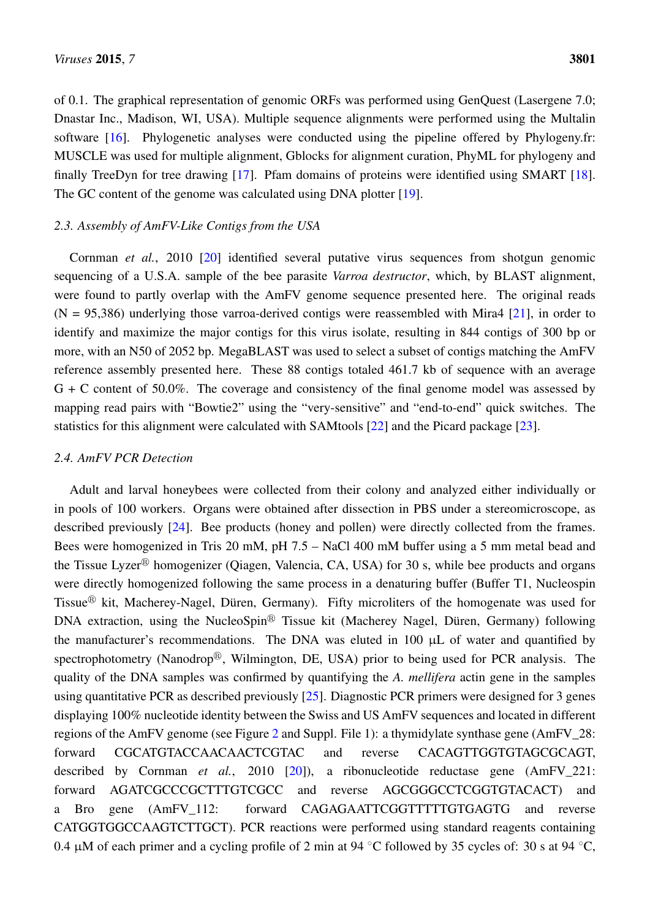of 0.1. The graphical representation of genomic ORFs was performed using GenQuest (Lasergene 7.0; Dnastar Inc., Madison, WI, USA). Multiple sequence alignments were performed using the Multalin software [16]. Phylogenetic analyses were conducted using the pipeline offered by Phylogeny.fr: MUSCLE was used for multiple alignment, Gblocks for alignment curation, PhyML for phylogeny and finally TreeDyn for tree drawing [17]. Pfam domains of proteins were identified using SMART [18]. The GC content of the genome was calculated using DNA plotter [19].

### 2.3. Assembly of AmFV-Like Contigs from the USA

Cornman *et al.*, 2010 [20] identified several putative virus sequences from shotgun genomic sequencing of a U.S.A. sample of the bee parasite *Varroa destructor*, which, by BLAST alignment, were found to partly overlap with the AmFV genome sequence presented here. The original reads (N = 95,386) underlying those varroa-derived contigs were reassembled with Mira4 [21], in order to identify and maximize the major contigs for this virus isolate, resulting in 844 contigs of 300 bp or more, with an N50 of 2052 bp. MegaBLAST was used to select a subset of contigs matching the AmFV reference assembly presented here. These 88 contigs totaled 461.7 kb of sequence with an average G + C content of 50.0%. The coverage and consistency of the final genome model was assessed by mapping read pairs with "Bowtie2" using the "very-sensitive" and "end-to-end" quick switches. The statistics for this alignment were calculated with SAMtools [22] and the Picard package [23].

### 2.4. AmFV PCR Detection

Adult and larval honeybees were collected from their colony and analyzed either individually or in pools of 100 workers. Organs were obtained after dissection in PBS under a stereomicroscope, as described previously [24]. Bee products (honey and pollen) were directly collected from the frames. Bees were homogenized in Tris 20 mM, pH 7.5 – NaCl 400 mM buffer using a 5 mm metal bead and the Tissue Lyzer® homogenizer (Qiagen, Valencia, CA, USA) for 30 s, while bee products and organs were directly homogenized following the same process in a denaturing buffer (Buffer T1, Nucleospin Tissue® kit, Macherey-Nagel, Düren, Germany). Fifty microliters of the homogenate was used for DNA extraction, using the NucleoSpin® Tissue kit (Macherey Nagel, Düren, Germany) following the manufacturer's recommendations. The DNA was eluted in 100 µL of water and quantified by spectrophotometry (Nanodrop®, Wilmington, DE, USA) prior to being used for PCR analysis. The quality of the DNA samples was confirmed by quantifying the *A. mellifera* actin gene in the samples using quantitative PCR as described previously [25]. Diagnostic PCR primers were designed for 3 genes displaying 100% nucleotide identity between the Swiss and US AmFV sequences and located in different regions of the AmFV genome (see Figure 2 and Suppl. File 1): a thymidylate synthase gene (AmFV_28: forward CGCATGTACCAACAACTCGTAC and reverse CACAGTTGGTGTAGCGCAGT, described by Cornman *et al.*, 2010 [20]), a ribonucleotide reductase gene (AmFV_221: forward AGATCGCCCGCTTTGTCGCC and reverse AGCGGGCCTCGGTGTACACT) and a Bro gene (AmFV_112: forward CAGAGAATTCGGTTTTTGTGAGTG and reverse CATGGTGGCCAAGTCTTGCT). PCR reactions were performed using standard reagents containing 0.4 µM of each primer and a cycling profile of 2 min at 94 °C followed by 35 cycles of: 30 s at 94 °C,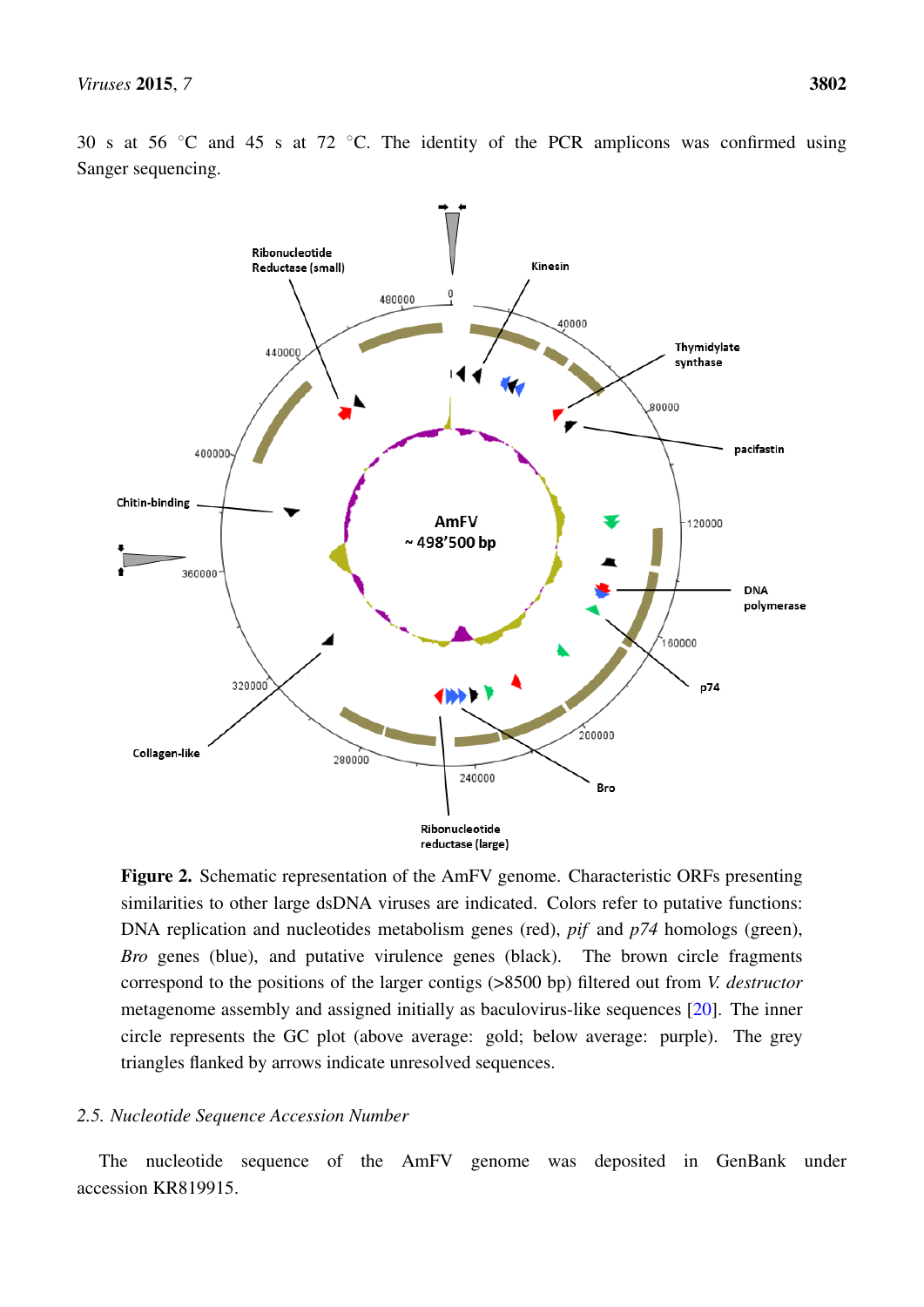30 s at 56 °C and 45 s at 72 °C. The identity of the PCR amplicons was confirmed using Sanger sequencing.

**Figure 2.** Schematic representation of the AmFV genome. Characteristic ORFs presenting similarities to other large dsDNA viruses are indicated. Colors refer to putative functions: DNA replication and nucleotides metabolism genes (red), *pif* and *p74* homologs (green), *Bro* genes (blue), and putative virulence genes (black). The brown circle fragments correspond to the positions of the larger contigs (>8500 bp) filtered out from *V. destructor* metagenome assembly and assigned initially as baculovirus-like sequences [20]. The inner circle represents the GC plot (above average: gold; below average: purple). The grey triangles flanked by arrows indicate unresolved sequences.

### 2.5. Nucleotide Sequence Accession Number

The nucleotide sequence of the AmFV genome was deposited in GenBank under accession KR819915.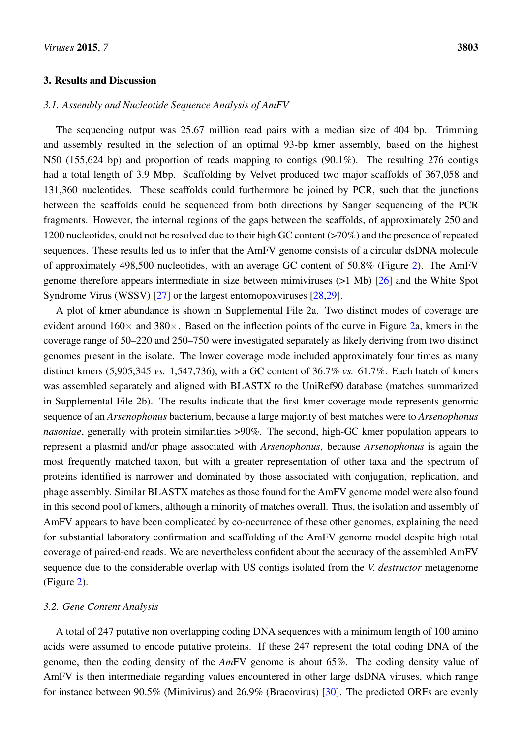## 3. Results and Discussion

### 3.1. Assembly and Nucleotide Sequence Analysis of AmFV

The sequencing output was 25.67 million read pairs with a median size of 404 bp. Trimming and assembly resulted in the selection of an optimal 93-bp kmer assembly, based on the highest N50 (155,624 bp) and proportion of reads mapping to contigs (90.1%). The resulting 276 contigs had a total length of 3.9 Mbp. Scaffolding by Velvet produced two major scaffolds of 367,058 and 131,360 nucleotides. These scaffolds could furthermore be joined by PCR, such that the junctions between the scaffolds could be sequenced from both directions by Sanger sequencing of the PCR fragments. However, the internal regions of the gaps between the scaffolds, of approximately 250 and 1200 nucleotides, could not be resolved due to their high GC content (>70%) and the presence of repeated sequences. These results led us to infer that the AmFV genome consists of a circular dsDNA molecule of approximately 498,500 nucleotides, with an average GC content of 50.8% (Figure 2). The AmFV genome therefore appears intermediate in size between mimiviruses (>1 Mb) [26] and the White Spot Syndrome Virus (WSSV) [27] or the largest entomopoxviruses [28,29].

A plot of kmer abundance is shown in Supplemental File 2a. Two distinct modes of coverage are evident around 160× and 380×. Based on the inflection points of the curve in Figure 2a, kmers in the coverage range of 50–220 and 250–750 were investigated separately as likely deriving from two distinct genomes present in the isolate. The lower coverage mode included approximately four times as many distinct kmers (5,905,345 *vs.* 1,547,736), with a GC content of 36.7% *vs.* 61.7%. Each batch of kmers was assembled separately and aligned with BLASTX to the UniRef90 database (matches summarized in Supplemental File 2b). The results indicate that the first kmer coverage mode represents genomic sequence of an *Arsenophonus* bacterium, because a large majority of best matches were to *Arsenophonus nasoniae*, generally with protein similarities >90%. The second, high-GC kmer population appears to represent a plasmid and/or phage associated with *Arsenophonus*, because *Arsenophonus* is again the most frequently matched taxon, but with a greater representation of other taxa and the spectrum of proteins identified is narrower and dominated by those associated with conjugation, replication, and phage assembly. Similar BLASTX matches as those found for the AmFV genome model were also found in this second pool of kmers, although a minority of matches overall. Thus, the isolation and assembly of AmFV appears to have been complicated by co-occurrence of these other genomes, explaining the need for substantial laboratory confirmation and scaffolding of the AmFV genome model despite high total coverage of paired-end reads. We are nevertheless confident about the accuracy of the assembled AmFV sequence due to the considerable overlap with US contigs isolated from the *V. destructor* metagenome (Figure 2).

### 3.2. Gene Content Analysis

A total of 247 putative non overlapping coding DNA sequences with a minimum length of 100 amino acids were assumed to encode putative proteins. If these 247 represent the total coding DNA of the genome, then the coding density of the *Am*FV genome is about 65%. The coding density value of AmFV is then intermediate regarding values encountered in other large dsDNA viruses, which range for instance between 90.5% (Mimivirus) and 26.9% (Bracovirus) [30]. The predicted ORFs are evenly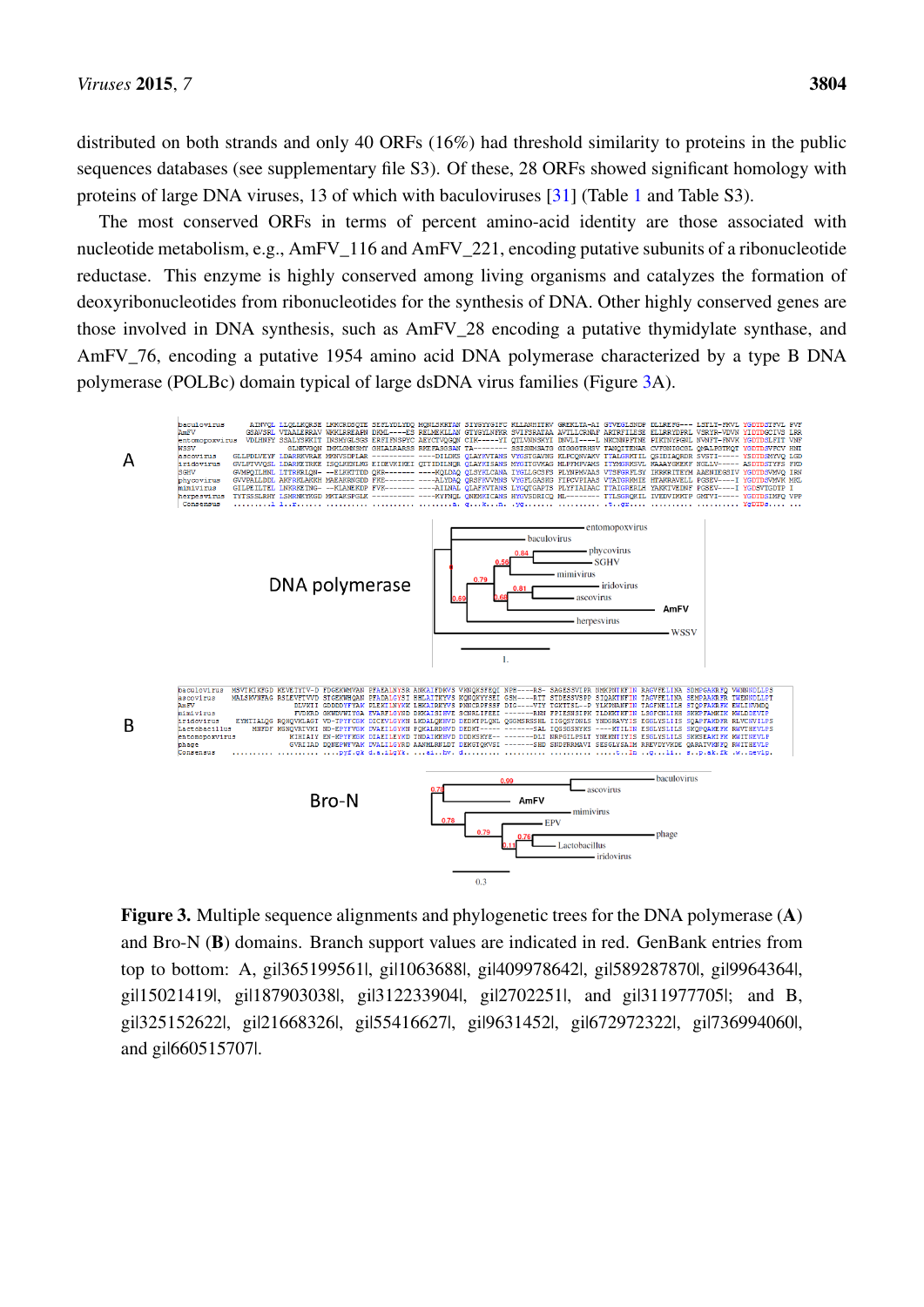distributed on both strands and only 40 ORFs (16%) had threshold similarity to proteins in the public sequences databases (see supplementary file S3). Of these, 28 ORFs showed significant homology with proteins of large DNA viruses, 13 of which with baculoviruses [31] (Table 1 and Table S3).

The most conserved ORFs in terms of percent amino-acid identity are those associated with nucleotide metabolism, e.g., AmFV_116 and AmFV_221, encoding putative subunits of a ribonucleotide reductase. This enzyme is highly conserved among living organisms and catalyzes the formation of deoxyribonucleotides from ribonucleotides for the synthesis of DNA. Other highly conserved genes are those involved in DNA synthesis, such as AmFV_28 encoding a putative thymidylate synthase, and AmFV_76, encoding a putative 1954 amino acid DNA polymerase characterized by a type B DNA polymerase (POLBc) domain typical of large dsDNA virus families (Figure 3A).

**Figure 3.** Multiple sequence alignments and phylogenetic trees for the DNA polymerase (**A**) and Bro-N (**B**) domains. Branch support values are indicated in red. GenBank entries from top to bottom: A, gi|365199561|, gi|1063688|, gi|409978642|, gi|589287870|, gi|9964364|, gi|15021419|, gi|187903038|, gi|312233904|, gi|2702251|, and gi|311977705|; and B, gi|325152622|, gi|21668326|, gi|55416627|, gi|9631452|, gi|672972322|, gi|736994060|, and gi|660515707|.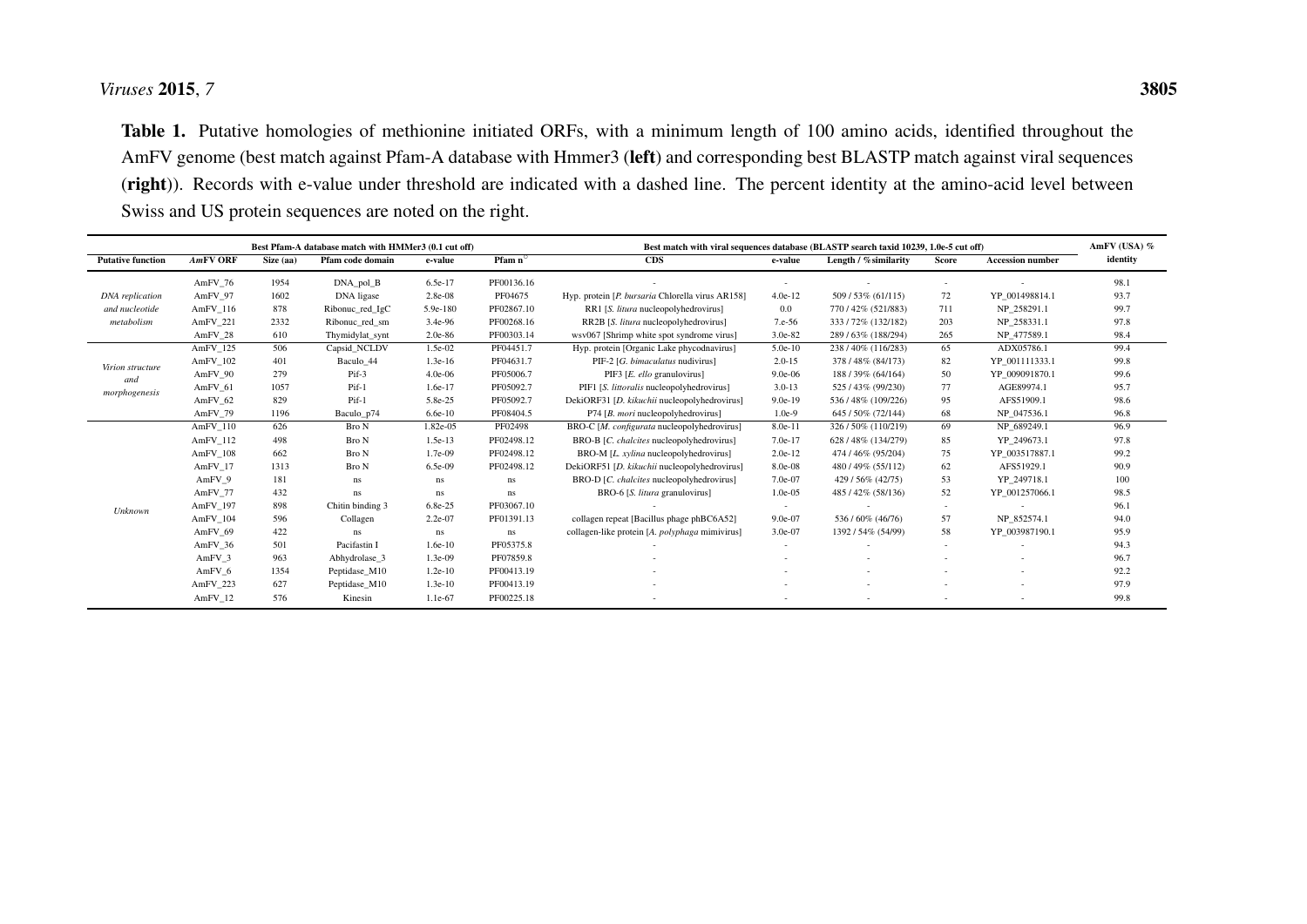**Table 1.** Putative homologies of methionine initiated ORFs, with a minimum length of 100 amino acids, identified throughout the AmFV genome (best match against Pfam-A database with Hmmer3 (**left**) and corresponding best BLASTP match against viral sequences (**right**)). Records with e-value under threshold are indicated with a dashed line. The percent identity at the amino-acid level between Swiss and US protein sequences are noted on the right.

| | Best Pfam-A database match with HMMer3 (0.1 cut off) | | | | | Best match with viral sequences database (BLASTP search taxid 10239, 1.0e-5 cut off) | | | | | AmFV (USA) % identity |
|---|---|---|---|---|---|---|---|---|---|---|---|
| **Putative function** | ***Am*FV ORF** | **Size (aa)** | **Pfam code domain** | **e-value** | **Pfam n°** | **CDS** | **e-value** | **Length / %similarity** | **Score** | **Accession number** | |
| *DNA replication and nucleotide metabolism* | AmFV_76 | 1954 | DNA_pol_B | 6.5e-17 | PF00136.16 | - | - | - | - | - | 98.1 |
| | AmFV_97 | 1602 | DNA ligase | 2.8e-08 | PF04675 | Hyp. protein [*P. bursaria* Chlorella virus AR158] | 4.0e-12 | 509 / 53% (61/115) | 72 | YP_001498814.1 | 93.7 |
| | AmFV_116 | 878 | Ribonuc_red_lgC | 5.9e-180 | PF02867.10 | RR1 [*S. litura* nucleopolyhedrovirus] | 0.0 | 770 / 42% (521/883) | 711 | NP_258291.1 | 99.7 |
| | AmFV_221 | 2332 | Ribonuc_red_sm | 3.4e-96 | PF00268.16 | RR2B [*S. litura* nucleopolyhedrovirus] | 7.e-56 | 333 / 72% (132/182) | 203 | NP_258331.1 | 97.8 |
| | AmFV_28 | 610 | Thymidylat_synt | 2.0e-86 | PF00303.14 | wsv067 [Shrimp white spot syndrome virus] | 3.0e-82 | 289 / 63% (188/294) | 265 | NP_477589.1 | 98.4 |
| *Virion structure and morphogenesis* | AmFV_125 | 506 | Capsid_NCLDV | 1.5e-02 | PF04451.7 | Hyp. protein [Organic Lake phycodnavirus] | 5.0e-10 | 238 / 40% (116/283) | 65 | ADX05786.1 | 99.4 |
| | AmFV_102 | 401 | Baculo_44 | 1.3e-16 | PF04631.7 | PIF-2 [*G. bimaculatus* nudivirus] | 2.0-15 | 378 / 48% (84/173) | 82 | YP_001111333.1 | 99.8 |
| | AmFV_90 | 279 | Pif-3 | 4.0e-06 | PF05006.7 | PIF3 [*E. ello* granulovirus] | 9.0e-06 | 188 / 39% (64/164) | 50 | YP_009091870.1 | 99.6 |
| | AmFV_61 | 1057 | Pif-1 | 1.6e-17 | PF05092.7 | PIF1 [*S. littoralis* nucleopolyhedrovirus] | 3.0-13 | 525 / 43% (99/230) | 77 | AGE89974.1 | 95.7 |
| | AmFV_62 | 829 | Pif-1 | 5.8e-25 | PF05092.7 | DekiORF31 [*D. kikuchii* nucleopolyhedrovirus] | 9.0e-19 | 536 / 48% (109/226) | 95 | AFS51909.1 | 98.6 |
| | AmFV_79 | 1196 | Baculo_p74 | 6.6e-10 | PF08404.5 | P74 [*B. mori* nucleopolyhedrovirus] | 1.0e-9 | 645 / 50% (72/144) | 68 | NP_047536.1 | 96.8 |
| *Unknown* | AmFV_110 | 626 | Bro N | 1.82e-05 | PF02498 | BRO-C [*M. configurata* nucleopolyhedrovirus] | 8.0e-11 | 326 / 50% (110/219) | 69 | NP_689249.1 | 96.9 |
| | AmFV_112 | 498 | Bro N | 1.5e-13 | PF02498.12 | BRO-B [*C. chalcites* nucleopolyhedrovirus] | 7.0e-17 | 628 / 48% (134/279) | 85 | YP_249673.1 | 97.8 |
| | AmFV_108 | 662 | Bro N | 1.7e-09 | PF02498.12 | BRO-M [*L. xylina* nucleopolyhedrovirus] | 2.0e-12 | 474 / 46% (95/204) | 75 | YP_003517887.1 | 99.2 |
| | AmFV_17 | 1313 | Bro N | 6.5e-09 | PF02498.12 | DekiORF51 [*D. kikuchii* nucleopolyhedrovirus] | 8.0e-08 | 480 / 49% (55/112) | 62 | AFS51929.1 | 90.9 |
| | AmFV_9 | 181 | ns | ns | ns | BRO-D [*C. chalcites* nucleopolyhedrovirus] | 7.0e-07 | 429 / 56% (42/75) | 53 | YP_249718.1 | 100 |
| | AmFV_77 | 432 | ns | ns | ns | BRO-6 [*S. litura* granulovirus] | 1.0e-05 | 485 / 42% (58/136) | 52 | YP_001257066.1 | 98.5 |
| | AmFV_197 | 898 | Chitin binding 3 | 6.8e-25 | PF03067.10 | - | - | - | - | - | 96.1 |
| | AmFV_104 | 596 | Collagen | 2.2e-07 | PF01391.13 | collagen repeat [Bacillus phage phBC6A52] | 9.0e-07 | 536 / 60% (46/76) | 57 | NP_852574.1 | 94.0 |
| | AmFV_69 | 422 | ns | ns | ns | collagen-like protein [*A. polyphaga* mimivirus] | 3.0e-07 | 1392 / 54% (54/99) | 58 | YP_003987190.1 | 95.9 |
| | AmFV_36 | 501 | Pacifastin I | 1.6e-10 | PF05375.8 | - | - | - | - | - | 94.3 |
| | AmFV_3 | 963 | Abhydrolase_3 | 1.3e-09 | PF07859.8 | - | - | - | - | - | 96.7 |
| | AmFV_6 | 1354 | Peptidase_M10 | 1.2e-10 | PF00413.19 | - | - | - | - | - | 92.2 |
| | AmFV_223 | 627 | Peptidase_M10 | 1.3e-10 | PF00413.19 | - | - | - | - | - | 97.9 |
| | AmFV_12 | 576 | Kinesin | 1.1e-67 | PF00225.18 | - | - | - | - | - | 99.8 |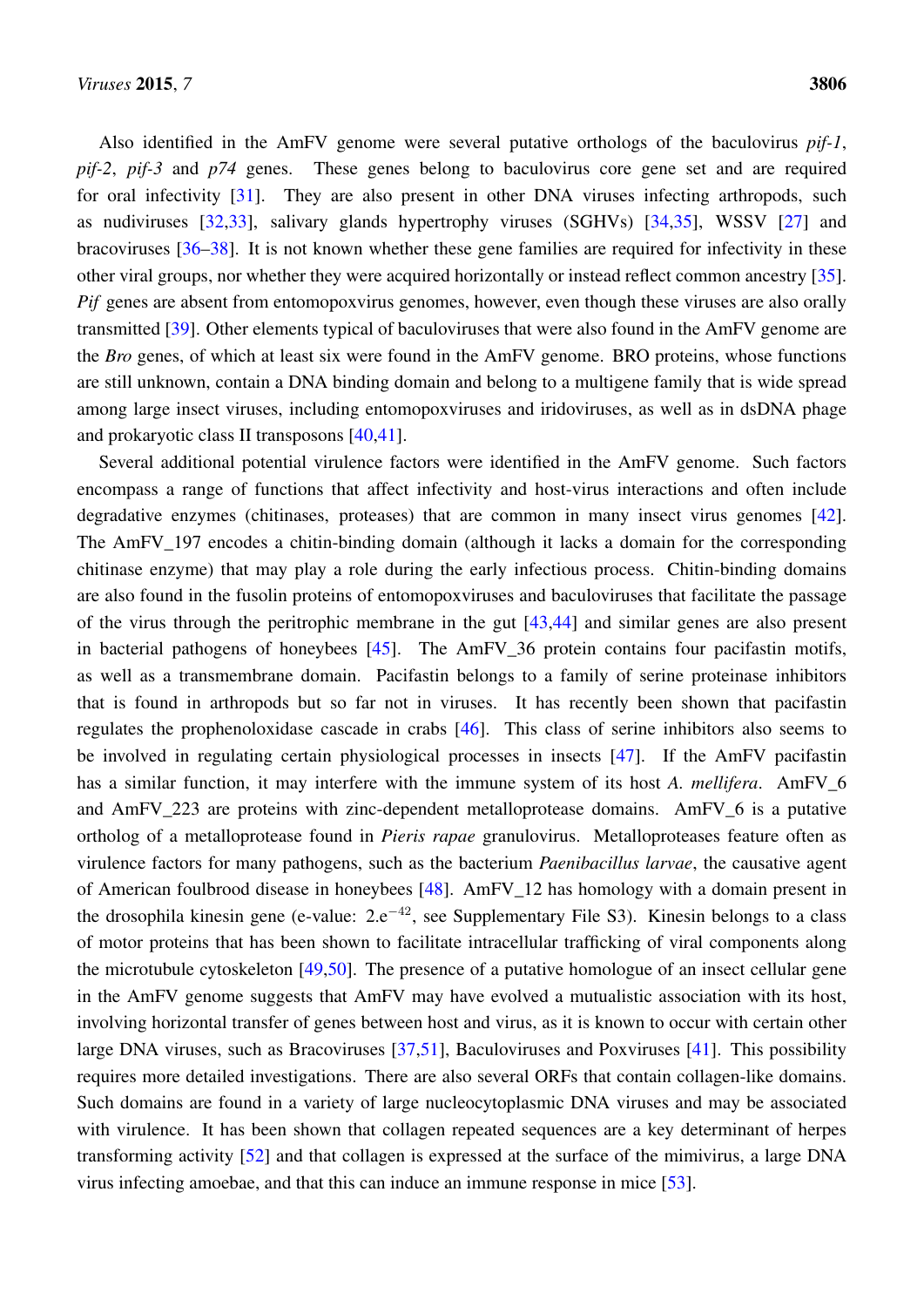Also identified in the AmFV genome were several putative orthologs of the baculovirus *pif-1*, *pif-2*, *pif-3* and *p74* genes. These genes belong to baculovirus core gene set and are required for oral infectivity [31]. They are also present in other DNA viruses infecting arthropods, such as nudiviruses [32,33], salivary glands hypertrophy viruses (SGHVs) [34,35], WSSV [27] and bracoviruses [36–38]. It is not known whether these gene families are required for infectivity in these other viral groups, nor whether they were acquired horizontally or instead reflect common ancestry [35]. *Pif* genes are absent from entomopoxvirus genomes, however, even though these viruses are also orally transmitted [39]. Other elements typical of baculoviruses that were also found in the AmFV genome are the *Bro* genes, of which at least six were found in the AmFV genome. BRO proteins, whose functions are still unknown, contain a DNA binding domain and belong to a multigene family that is wide spread among large insect viruses, including entomopoxviruses and iridoviruses, as well as in dsDNA phage and prokaryotic class II transposons [40,41].

Several additional potential virulence factors were identified in the AmFV genome. Such factors encompass a range of functions that affect infectivity and host-virus interactions and often include degradative enzymes (chitinases, proteases) that are common in many insect virus genomes [42]. The AmFV_197 encodes a chitin-binding domain (although it lacks a domain for the corresponding chitinase enzyme) that may play a role during the early infectious process. Chitin-binding domains are also found in the fusolin proteins of entomopoxviruses and baculoviruses that facilitate the passage of the virus through the peritrophic membrane in the gut [43,44] and similar genes are also present in bacterial pathogens of honeybees [45]. The AmFV_36 protein contains four pacifastin motifs, as well as a transmembrane domain. Pacifastin belongs to a family of serine proteinase inhibitors that is found in arthropods but so far not in viruses. It has recently been shown that pacifastin regulates the prophenoloxidase cascade in crabs [46]. This class of serine inhibitors also seems to be involved in regulating certain physiological processes in insects [47]. If the AmFV pacifastin has a similar function, it may interfere with the immune system of its host *A. mellifera*. AmFV_6 and AmFV_223 are proteins with zinc-dependent metalloprotease domains. AmFV_6 is a putative ortholog of a metalloprotease found in *Pieris rapae* granulovirus. Metalloproteases feature often as virulence factors for many pathogens, such as the bacterium *Paenibacillus larvae*, the causative agent of American foulbrood disease in honeybees [48]. AmFV_12 has homology with a domain present in the drosophila kinesin gene (e-value: $2.e^{-42}$, see Supplementary File S3). Kinesin belongs to a class of motor proteins that has been shown to facilitate intracellular trafficking of viral components along the microtubule cytoskeleton [49,50]. The presence of a putative homologue of an insect cellular gene in the AmFV genome suggests that AmFV may have evolved a mutualistic association with its host, involving horizontal transfer of genes between host and virus, as it is known to occur with certain other large DNA viruses, such as Bracoviruses [37,51], Baculoviruses and Poxviruses [41]. This possibility requires more detailed investigations. There are also several ORFs that contain collagen-like domains. Such domains are found in a variety of large nucleocytoplasmic DNA viruses and may be associated with virulence. It has been shown that collagen repeated sequences are a key determinant of herpes transforming activity [52] and that collagen is expressed at the surface of the mimivirus, a large DNA virus infecting amoebae, and that this can induce an immune response in mice [53].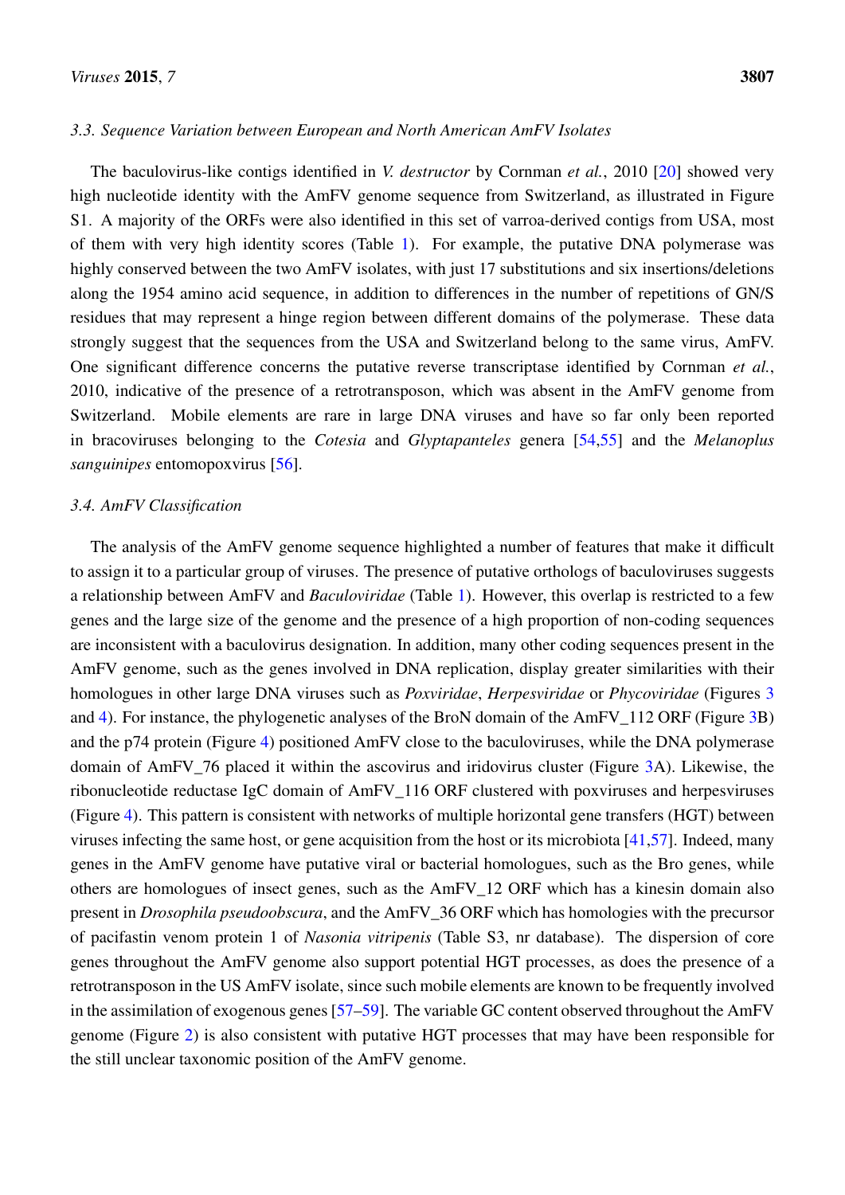### 3.3. Sequence Variation between European and North American AmFV Isolates

The baculovirus-like contigs identified in *V. destructor* by Cornman *et al.*, 2010 [20] showed very high nucleotide identity with the AmFV genome sequence from Switzerland, as illustrated in Figure S1. A majority of the ORFs were also identified in this set of varroa-derived contigs from USA, most of them with very high identity scores (Table 1). For example, the putative DNA polymerase was highly conserved between the two AmFV isolates, with just 17 substitutions and six insertions/deletions along the 1954 amino acid sequence, in addition to differences in the number of repetitions of GN/S residues that may represent a hinge region between different domains of the polymerase. These data strongly suggest that the sequences from the USA and Switzerland belong to the same virus, AmFV. One significant difference concerns the putative reverse transcriptase identified by Cornman *et al.*, 2010, indicative of the presence of a retrotransposon, which was absent in the AmFV genome from Switzerland. Mobile elements are rare in large DNA viruses and have so far only been reported in bracoviruses belonging to the *Cotesia* and *Glyptapanteles* genera [54,55] and the *Melanoplus sanguinipes* entomopoxvirus [56].

### 3.4. AmFV Classification

The analysis of the AmFV genome sequence highlighted a number of features that make it difficult to assign it to a particular group of viruses. The presence of putative orthologs of baculoviruses suggests a relationship between AmFV and *Baculoviridae* (Table 1). However, this overlap is restricted to a few genes and the large size of the genome and the presence of a high proportion of non-coding sequences are inconsistent with a baculovirus designation. In addition, many other coding sequences present in the AmFV genome, such as the genes involved in DNA replication, display greater similarities with their homologues in other large DNA viruses such as *Poxviridae*, *Herpesviridae* or *Phycoviridae* (Figures 3 and 4). For instance, the phylogenetic analyses of the BroN domain of the AmFV_112 ORF (Figure 3B) and the p74 protein (Figure 4) positioned AmFV close to the baculoviruses, while the DNA polymerase domain of AmFV_76 placed it within the ascovirus and iridovirus cluster (Figure 3A). Likewise, the ribonucleotide reductase IgC domain of AmFV_116 ORF clustered with poxviruses and herpesviruses (Figure 4). This pattern is consistent with networks of multiple horizontal gene transfers (HGT) between viruses infecting the same host, or gene acquisition from the host or its microbiota [41,57]. Indeed, many genes in the AmFV genome have putative viral or bacterial homologues, such as the Bro genes, while others are homologues of insect genes, such as the AmFV_12 ORF which has a kinesin domain also present in *Drosophila pseudoobscura*, and the AmFV_36 ORF which has homologies with the precursor of pacifastin venom protein 1 of *Nasonia vitripenis* (Table S3, nr database). The dispersion of core genes throughout the AmFV genome also support potential HGT processes, as does the presence of a retrotransposon in the US AmFV isolate, since such mobile elements are known to be frequently involved in the assimilation of exogenous genes [57–59]. The variable GC content observed throughout the AmFV genome (Figure 2) is also consistent with putative HGT processes that may have been responsible for the still unclear taxonomic position of the AmFV genome.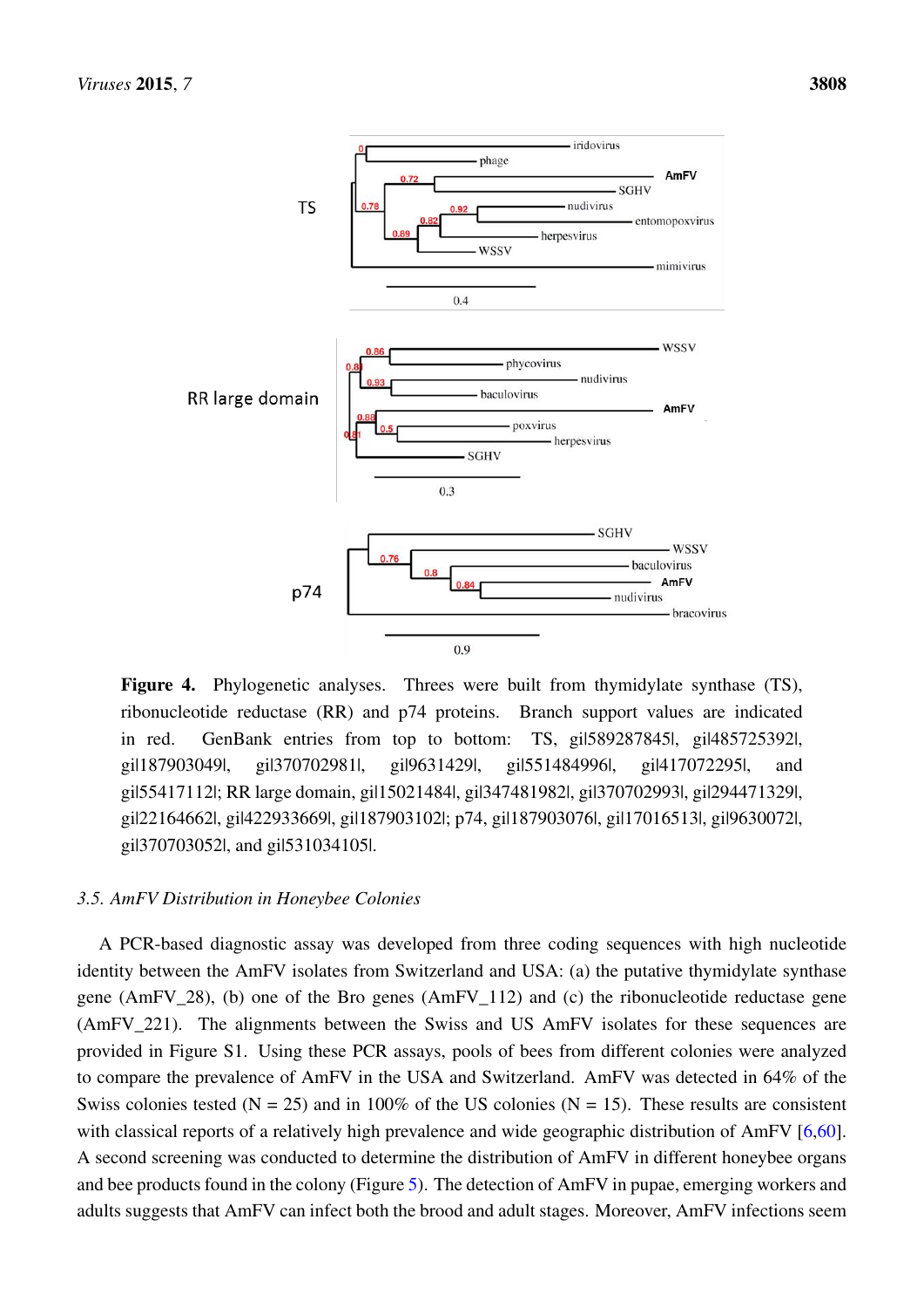**Figure 4.** Phylogenetic analyses. Threes were built from thymidylate synthase (TS), ribonucleotide reductase (RR) and p74 proteins. Branch support values are indicated in red. GenBank entries from top to bottom: TS, gi|589287845|, gi|485725392|, gi|187903049|, gi|370702981|, gi|9631429|, gi|551484996|, gi|417072295|, and gi|55417112|; RR large domain, gi|15021484|, gi|347481982|, gi|370702993|, gi|294471329|, gi|22164662|, gi|422933669|, gi|187903102|; p74, gi|187903076|, gi|17016513|, gi|9630072|, gi|370703052|, and gi|531034105|.

### 3.5. AmFV Distribution in Honeybee Colonies

A PCR-based diagnostic assay was developed from three coding sequences with high nucleotide identity between the AmFV isolates from Switzerland and USA: (a) the putative thymidylate synthase gene (AmFV_28), (b) one of the Bro genes (AmFV_112) and (c) the ribonucleotide reductase gene (AmFV_221). The alignments between the Swiss and US AmFV isolates for these sequences are provided in Figure S1. Using these PCR assays, pools of bees from different colonies were analyzed to compare the prevalence of AmFV in the USA and Switzerland. AmFV was detected in 64% of the Swiss colonies tested (N = 25) and in 100% of the US colonies (N = 15). These results are consistent with classical reports of a relatively high prevalence and wide geographic distribution of AmFV [6,60]. A second screening was conducted to determine the distribution of AmFV in different honeybee organs and bee products found in the colony (Figure 5). The detection of AmFV in pupae, emerging workers and adults suggests that AmFV can infect both the brood and adult stages. Moreover, AmFV infections seem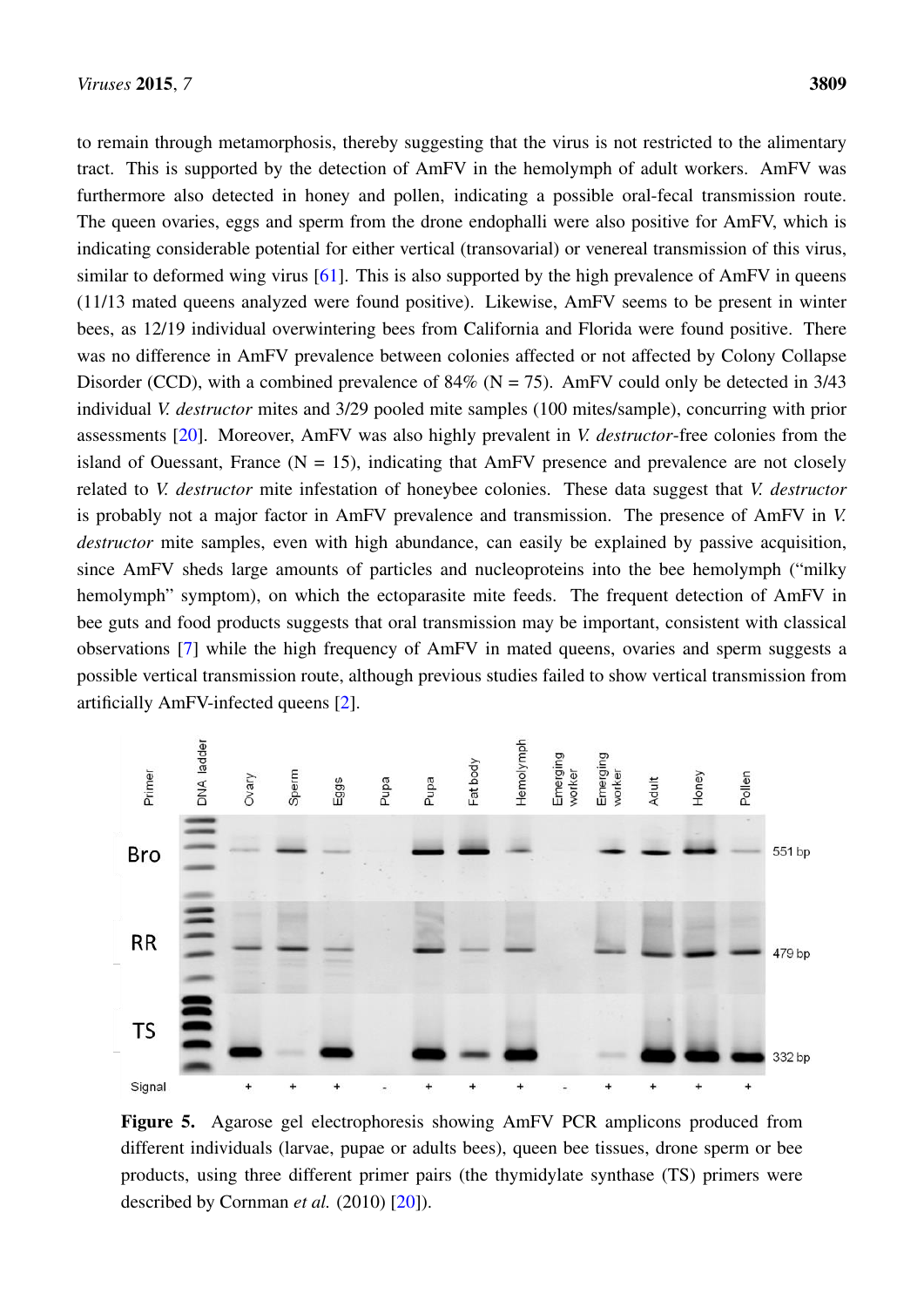to remain through metamorphosis, thereby suggesting that the virus is not restricted to the alimentary tract. This is supported by the detection of AmFV in the hemolymph of adult workers. AmFV was furthermore also detected in honey and pollen, indicating a possible oral-fecal transmission route. The queen ovaries, eggs and sperm from the drone endophalli were also positive for AmFV, which is indicating considerable potential for either vertical (transovarial) or venereal transmission of this virus, similar to deformed wing virus [61]. This is also supported by the high prevalence of AmFV in queens (11/13 mated queens analyzed were found positive). Likewise, AmFV seems to be present in winter bees, as 12/19 individual overwintering bees from California and Florida were found positive. There was no difference in AmFV prevalence between colonies affected or not affected by Colony Collapse Disorder (CCD), with a combined prevalence of 84% (N = 75). AmFV could only be detected in 3/43 individual *V. destructor* mites and 3/29 pooled mite samples (100 mites/sample), concurring with prior assessments [20]. Moreover, AmFV was also highly prevalent in *V. destructor*-free colonies from the island of Ouessant, France (N = 15), indicating that AmFV presence and prevalence are not closely related to *V. destructor* mite infestation of honeybee colonies. These data suggest that *V. destructor* is probably not a major factor in AmFV prevalence and transmission. The presence of AmFV in *V. destructor* mite samples, even with high abundance, can easily be explained by passive acquisition, since AmFV sheds large amounts of particles and nucleoproteins into the bee hemolymph ("milky hemolymph" symptom), on which the ectoparasite mite feeds. The frequent detection of AmFV in bee guts and food products suggests that oral transmission may be important, consistent with classical observations [7] while the high frequency of AmFV in mated queens, ovaries and sperm suggests a possible vertical transmission route, although previous studies failed to show vertical transmission from artificially AmFV-infected queens [2].

**Figure 5.** Agarose gel electrophoresis showing AmFV PCR amplicons produced from different individuals (larvae, pupae or adults bees), queen bee tissues, drone sperm or bee products, using three different primer pairs (the thymidylate synthase (TS) primers were described by Cornman *et al.* (2010) [20]).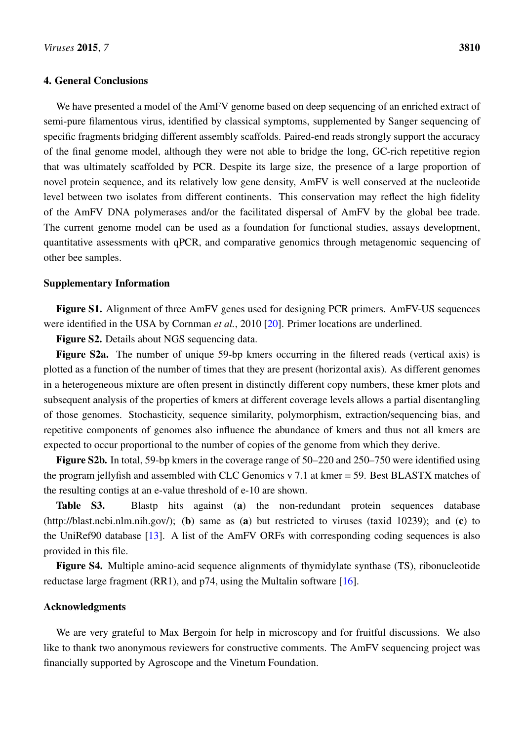## 4. General Conclusions

We have presented a model of the AmFV genome based on deep sequencing of an enriched extract of semi-pure filamentous virus, identified by classical symptoms, supplemented by Sanger sequencing of specific fragments bridging different assembly scaffolds. Paired-end reads strongly support the accuracy of the final genome model, although they were not able to bridge the long, GC-rich repetitive region that was ultimately scaffolded by PCR. Despite its large size, the presence of a large proportion of novel protein sequence, and its relatively low gene density, AmFV is well conserved at the nucleotide level between two isolates from different continents. This conservation may reflect the high fidelity of the AmFV DNA polymerases and/or the facilitated dispersal of AmFV by the global bee trade. The current genome model can be used as a foundation for functional studies, assays development, quantitative assessments with qPCR, and comparative genomics through metagenomic sequencing of other bee samples.

## Supplementary Information

**Figure S1.** Alignment of three AmFV genes used for designing PCR primers. AmFV-US sequences were identified in the USA by Cornman *et al.*, 2010 [20]. Primer locations are underlined.

**Figure S2.** Details about NGS sequencing data.

**Figure S2a.** The number of unique 59-bp kmers occurring in the filtered reads (vertical axis) is plotted as a function of the number of times that they are present (horizontal axis). As different genomes in a heterogeneous mixture are often present in distinctly different copy numbers, these kmer plots and subsequent analysis of the properties of kmers at different coverage levels allows a partial disentangling of those genomes. Stochasticity, sequence similarity, polymorphism, extraction/sequencing bias, and repetitive components of genomes also influence the abundance of kmers and thus not all kmers are expected to occur proportional to the number of copies of the genome from which they derive.

**Figure S2b.** In total, 59-bp kmers in the coverage range of 50–220 and 250–750 were identified using the program jellyfish and assembled with CLC Genomics v 7.1 at kmer = 59. Best BLASTX matches of the resulting contigs at an e-value threshold of e-10 are shown.

**Table S3.** Blastp hits against (**a**) the non-redundant protein sequences database (http://blast.ncbi.nlm.nih.gov/); (**b**) same as (**a**) but restricted to viruses (taxid 10239); and (**c**) to the UniRef90 database [13]. A list of the AmFV ORFs with corresponding coding sequences is also provided in this file.

**Figure S4.** Multiple amino-acid sequence alignments of thymidylate synthase (TS), ribonucleotide reductase large fragment (RR1), and p74, using the Multalin software [16].

## Acknowledgments

We are very grateful to Max Bergoin for help in microscopy and for fruitful discussions. We also like to thank two anonymous reviewers for constructive comments. The AmFV sequencing project was financially supported by Agroscope and the Vinetum Foundation.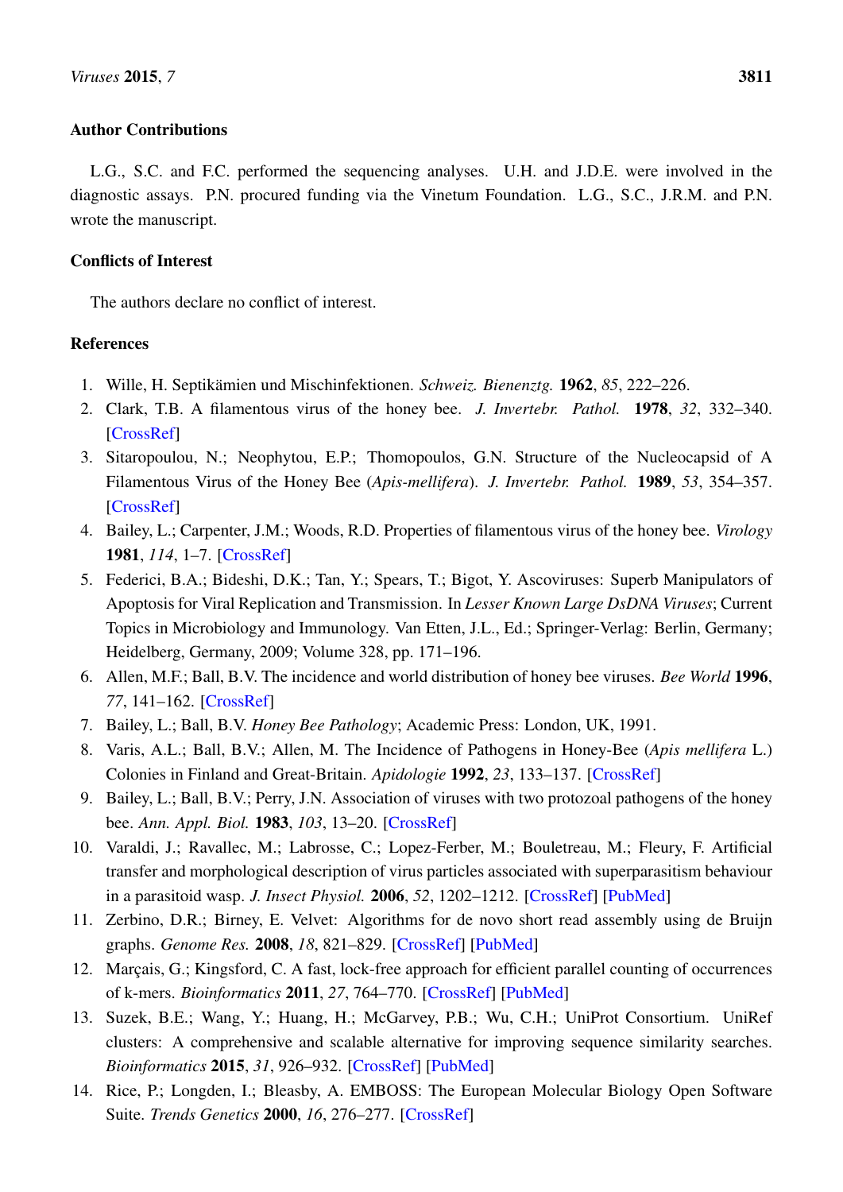## Author Contributions

L.G., S.C. and F.C. performed the sequencing analyses. U.H. and J.D.E. were involved in the diagnostic assays. P.N. procured funding via the Vinetum Foundation. L.G., S.C., J.R.M. and P.N. wrote the manuscript.

## Conflicts of Interest

The authors declare no conflict of interest.

## References

1. Wille, H. Septikämien und Mischinfektionen. *Schweiz. Bienenztg.* **1962**, *85*, 222–226.
2. Clark, T.B. A filamentous virus of the honey bee. *J. Invertebr. Pathol.* **1978**, *32*, 332–340. [CrossRef]
3. Sitaropoulou, N.; Neophytou, E.P.; Thomopoulos, G.N. Structure of the Nucleocapsid of A Filamentous Virus of the Honey Bee (*Apis-mellifera*). *J. Invertebr. Pathol.* **1989**, *53*, 354–357. [CrossRef]
4. Bailey, L.; Carpenter, J.M.; Woods, R.D. Properties of filamentous virus of the honey bee. *Virology* **1981**, *114*, 1–7. [CrossRef]
5. Federici, B.A.; Bideshi, D.K.; Tan, Y.; Spears, T.; Bigot, Y. Ascoviruses: Superb Manipulators of Apoptosis for Viral Replication and Transmission. In *Lesser Known Large DsDNA Viruses*; Current Topics in Microbiology and Immunology. Van Etten, J.L., Ed.; Springer-Verlag: Berlin, Germany; Heidelberg, Germany, 2009; Volume 328, pp. 171–196.
6. Allen, M.F.; Ball, B.V. The incidence and world distribution of honey bee viruses. *Bee World* **1996**, *77*, 141–162. [CrossRef]
7. Bailey, L.; Ball, B.V. *Honey Bee Pathology*; Academic Press: London, UK, 1991.
8. Varis, A.L.; Ball, B.V.; Allen, M. The Incidence of Pathogens in Honey-Bee (*Apis mellifera* L.) Colonies in Finland and Great-Britain. *Apidologie* **1992**, *23*, 133–137. [CrossRef]
9. Bailey, L.; Ball, B.V.; Perry, J.N. Association of viruses with two protozoal pathogens of the honey bee. *Ann. Appl. Biol.* **1983**, *103*, 13–20. [CrossRef]
10. Varaldi, J.; Ravallec, M.; Labrosse, C.; Lopez-Ferber, M.; Bouletreau, M.; Fleury, F. Artificial transfer and morphological description of virus particles associated with superparasitism behaviour in a parasitoid wasp. *J. Insect Physiol.* **2006**, *52*, 1202–1212. [CrossRef] [PubMed]
11. Zerbino, D.R.; Birney, E. Velvet: Algorithms for de novo short read assembly using de Bruijn graphs. *Genome Res.* **2008**, *18*, 821–829. [CrossRef] [PubMed]
12. Marçais, G.; Kingsford, C. A fast, lock-free approach for efficient parallel counting of occurrences of k-mers. *Bioinformatics* **2011**, *27*, 764–770. [CrossRef] [PubMed]
13. Suzek, B.E.; Wang, Y.; Huang, H.; McGarvey, P.B.; Wu, C.H.; UniProt Consortium. UniRef clusters: A comprehensive and scalable alternative for improving sequence similarity searches. *Bioinformatics* **2015**, *31*, 926–932. [CrossRef] [PubMed]
14. Rice, P.; Longden, I.; Bleasby, A. EMBOSS: The European Molecular Biology Open Software Suite. *Trends Genetics* **2000**, *16*, 276–277. [CrossRef]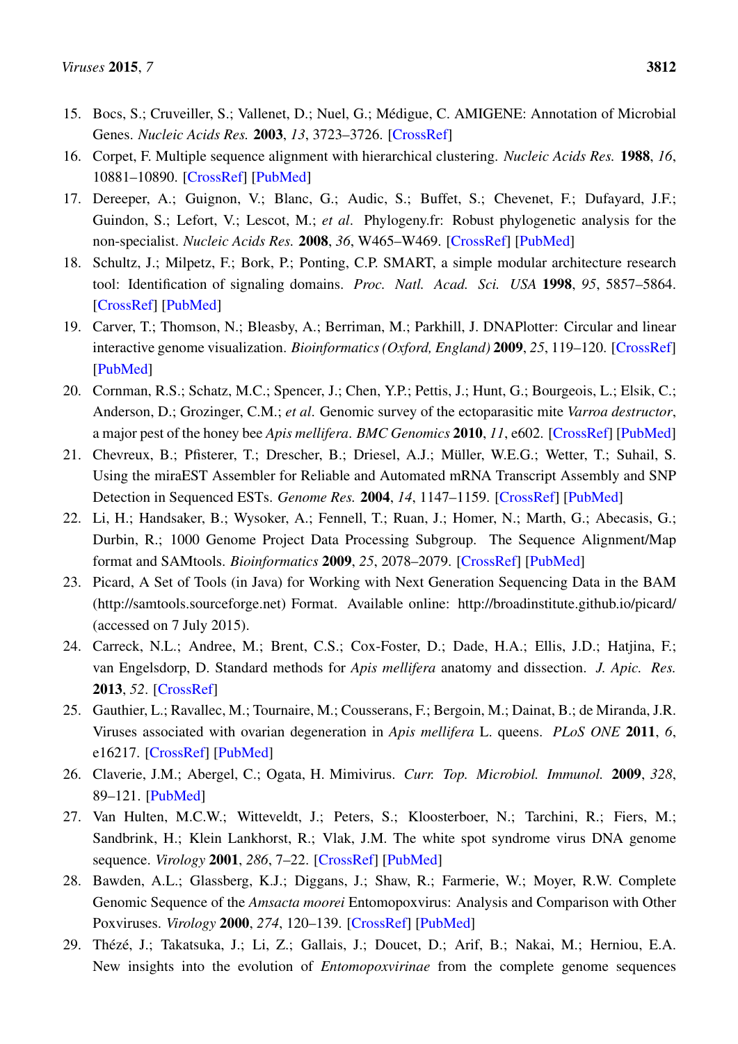15. Bocs, S.; Cruveiller, S.; Vallenet, D.; Nuel, G.; Médigue, C. AMIGENE: Annotation of Microbial Genes. *Nucleic Acids Res.* **2003**, *13*, 3723–3726. [CrossRef]
16. Corpet, F. Multiple sequence alignment with hierarchical clustering. *Nucleic Acids Res.* **1988**, *16*, 10881–10890. [CrossRef] [PubMed]
17. Dereeper, A.; Guignon, V.; Blanc, G.; Audic, S.; Buffet, S.; Chevenet, F.; Dufayard, J.F.; Guindon, S.; Lefort, V.; Lescot, M.; *et al*. Phylogeny.fr: Robust phylogenetic analysis for the non-specialist. *Nucleic Acids Res.* **2008**, *36*, W465–W469. [CrossRef] [PubMed]
18. Schultz, J.; Milpetz, F.; Bork, P.; Ponting, C.P. SMART, a simple modular architecture research tool: Identification of signaling domains. *Proc. Natl. Acad. Sci. USA* **1998**, *95*, 5857–5864. [CrossRef] [PubMed]
19. Carver, T.; Thomson, N.; Bleasby, A.; Berriman, M.; Parkhill, J. DNAPlotter: Circular and linear interactive genome visualization. *Bioinformatics (Oxford, England)* **2009**, *25*, 119–120. [CrossRef] [PubMed]
20. Cornman, R.S.; Schatz, M.C.; Spencer, J.; Chen, Y.P.; Pettis, J.; Hunt, G.; Bourgeois, L.; Elsik, C.; Anderson, D.; Grozinger, C.M.; *et al*. Genomic survey of the ectoparasitic mite *Varroa destructor*, a major pest of the honey bee *Apis mellifera*. *BMC Genomics* **2010**, *11*, e602. [CrossRef] [PubMed]
21. Chevreux, B.; Pfisterer, T.; Drescher, B.; Driesel, A.J.; Müller, W.E.G.; Wetter, T.; Suhail, S. Using the miraEST Assembler for Reliable and Automated mRNA Transcript Assembly and SNP Detection in Sequenced ESTs. *Genome Res.* **2004**, *14*, 1147–1159. [CrossRef] [PubMed]
22. Li, H.; Handsaker, B.; Wysoker, A.; Fennell, T.; Ruan, J.; Homer, N.; Marth, G.; Abecasis, G.; Durbin, R.; 1000 Genome Project Data Processing Subgroup. The Sequence Alignment/Map format and SAMtools. *Bioinformatics* **2009**, *25*, 2078–2079. [CrossRef] [PubMed]
23. Picard, A Set of Tools (in Java) for Working with Next Generation Sequencing Data in the BAM (http://samtools.sourceforge.net) Format. Available online: http://broadinstitute.github.io/picard/ (accessed on 7 July 2015).
24. Carreck, N.L.; Andree, M.; Brent, C.S.; Cox-Foster, D.; Dade, H.A.; Ellis, J.D.; Hatjina, F.; van Engelsdorp, D. Standard methods for *Apis mellifera* anatomy and dissection. *J. Apic. Res.* **2013**, *52*. [CrossRef]
25. Gauthier, L.; Ravallec, M.; Tournaire, M.; Cousserans, F.; Bergoin, M.; Dainat, B.; de Miranda, J.R. Viruses associated with ovarian degeneration in *Apis mellifera* L. queens. *PLoS ONE* **2011**, *6*, e16217. [CrossRef] [PubMed]
26. Claverie, J.M.; Abergel, C.; Ogata, H. Mimivirus. *Curr. Top. Microbiol. Immunol.* **2009**, *328*, 89–121. [PubMed]
27. Van Hulten, M.C.W.; Witteveldt, J.; Peters, S.; Kloosterboer, N.; Tarchini, R.; Fiers, M.; Sandbrink, H.; Klein Lankhorst, R.; Vlak, J.M. The white spot syndrome virus DNA genome sequence. *Virology* **2001**, *286*, 7–22. [CrossRef] [PubMed]
28. Bawden, A.L.; Glassberg, K.J.; Diggans, J.; Shaw, R.; Farmerie, W.; Moyer, R.W. Complete Genomic Sequence of the *Amsacta moorei* Entomopoxvirus: Analysis and Comparison with Other Poxviruses. *Virology* **2000**, *274*, 120–139. [CrossRef] [PubMed]
29. Thézé, J.; Takatsuka, J.; Li, Z.; Gallais, J.; Doucet, D.; Arif, B.; Nakai, M.; Herniou, E.A. New insights into the evolution of *Entomopoxvirinae* from the complete genome sequences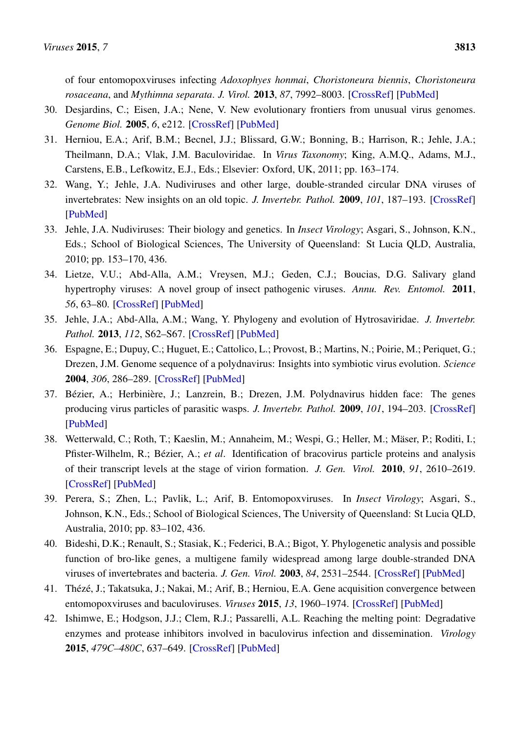of four entomopoxviruses infecting *Adoxophyes honmai*, *Choristoneura biennis*, *Choristoneura rosaceana*, and *Mythimna separata*. *J. Virol.* **2013**, *87*, 7992–8003. [CrossRef] [PubMed]

30. Desjardins, C.; Eisen, J.A.; Nene, V. New evolutionary frontiers from unusual virus genomes. *Genome Biol.* **2005**, *6*, e212. [CrossRef] [PubMed]
31. Herniou, E.A.; Arif, B.M.; Becnel, J.J.; Blissard, G.W.; Bonning, B.; Harrison, R.; Jehle, J.A.; Theilmann, D.A.; Vlak, J.M. Baculoviridae. In *Virus Taxonomy*; King, A.M.Q., Adams, M.J., Carstens, E.B., Lefkowitz, E.J., Eds.; Elsevier: Oxford, UK, 2011; pp. 163–174.
32. Wang, Y.; Jehle, J.A. Nudiviruses and other large, double-stranded circular DNA viruses of invertebrates: New insights on an old topic. *J. Invertebr. Pathol.* **2009**, *101*, 187–193. [CrossRef] [PubMed]
33. Jehle, J.A. Nudiviruses: Their biology and genetics. In *Insect Virology*; Asgari, S., Johnson, K.N., Eds.; School of Biological Sciences, The University of Queensland: St Lucia QLD, Australia, 2010; pp. 153–170, 436.
34. Lietze, V.U.; Abd-Alla, A.M.; Vreysen, M.J.; Geden, C.J.; Boucias, D.G. Salivary gland hypertrophy viruses: A novel group of insect pathogenic viruses. *Annu. Rev. Entomol.* **2011**, *56*, 63–80. [CrossRef] [PubMed]
35. Jehle, J.A.; Abd-Alla, A.M.; Wang, Y. Phylogeny and evolution of Hytrosaviridae. *J. Invertebr. Pathol.* **2013**, *112*, S62–S67. [CrossRef] [PubMed]
36. Espagne, E.; Dupuy, C.; Huguet, E.; Cattolico, L.; Provost, B.; Martins, N.; Poirie, M.; Periquet, G.; Drezen, J.M. Genome sequence of a polydnavirus: Insights into symbiotic virus evolution. *Science* **2004**, *306*, 286–289. [CrossRef] [PubMed]
37. Bézier, A.; Herbinière, J.; Lanzrein, B.; Drezen, J.M. Polydnavirus hidden face: The genes producing virus particles of parasitic wasps. *J. Invertebr. Pathol.* **2009**, *101*, 194–203. [CrossRef] [PubMed]
38. Wetterwald, C.; Roth, T.; Kaeslin, M.; Annaheim, M.; Wespi, G.; Heller, M.; Mäser, P.; Roditi, I.; Pfister-Wilhelm, R.; Bézier, A.; *et al*. Identification of bracovirus particle proteins and analysis of their transcript levels at the stage of virion formation. *J. Gen. Virol.* **2010**, *91*, 2610–2619. [CrossRef] [PubMed]
39. Perera, S.; Zhen, L.; Pavlik, L.; Arif, B. Entomopoxviruses. In *Insect Virology*; Asgari, S., Johnson, K.N., Eds.; School of Biological Sciences, The University of Queensland: St Lucia QLD, Australia, 2010; pp. 83–102, 436.
40. Bideshi, D.K.; Renault, S.; Stasiak, K.; Federici, B.A.; Bigot, Y. Phylogenetic analysis and possible function of bro-like genes, a multigene family widespread among large double-stranded DNA viruses of invertebrates and bacteria. *J. Gen. Virol.* **2003**, *84*, 2531–2544. [CrossRef] [PubMed]
41. Thézé, J.; Takatsuka, J.; Nakai, M.; Arif, B.; Herniou, E.A. Gene acquisition convergence between entomopoxviruses and baculoviruses. *Viruses* **2015**, *13*, 1960–1974. [CrossRef] [PubMed]
42. Ishimwe, E.; Hodgson, J.J.; Clem, R.J.; Passarelli, A.L. Reaching the melting point: Degradative enzymes and protease inhibitors involved in baculovirus infection and dissemination. *Virology* **2015**, *479C–480C*, 637–649. [CrossRef] [PubMed]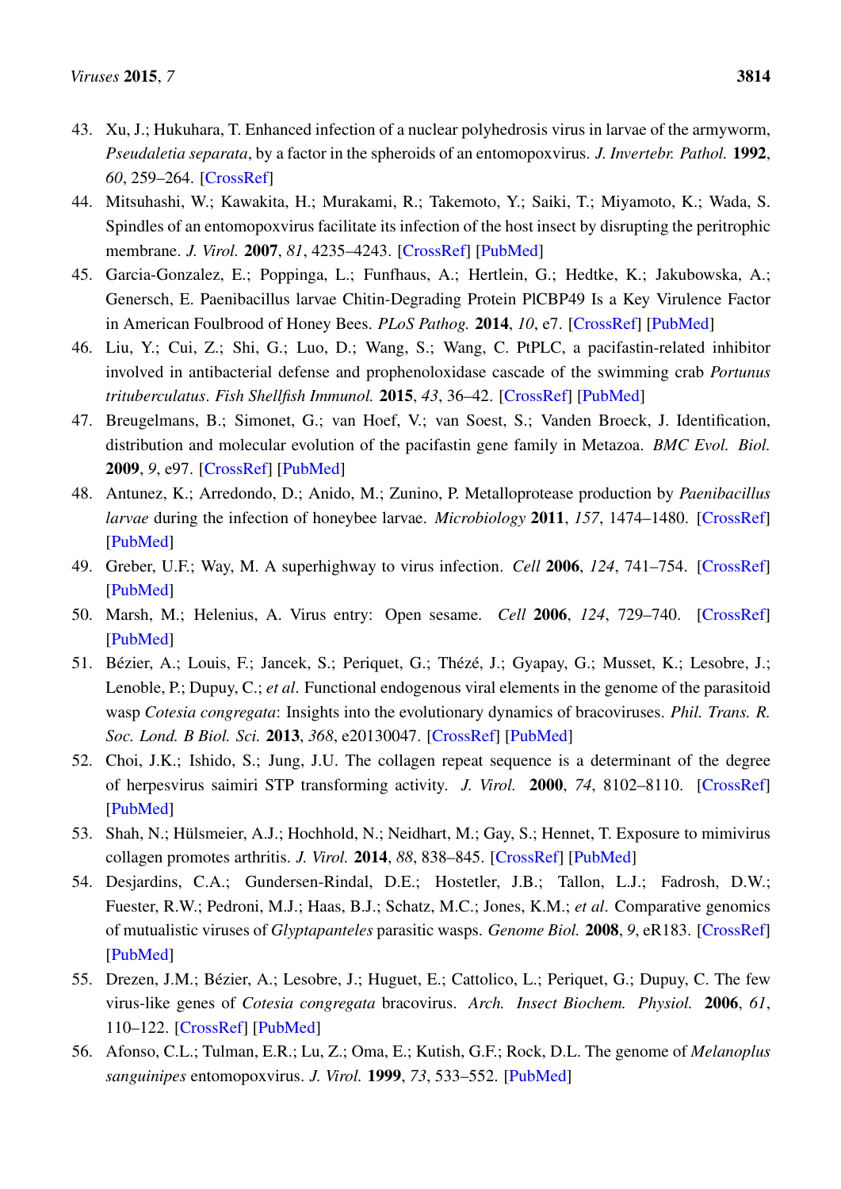43. Xu, J.; Hukuhara, T. Enhanced infection of a nuclear polyhedrosis virus in larvae of the armyworm, *Pseudaletia separata*, by a factor in the spheroids of an entomopoxvirus. *J. Invertebr. Pathol.* **1992**, *60*, 259–264. [CrossRef]
44. Mitsuhashi, W.; Kawakita, H.; Murakami, R.; Takemoto, Y.; Saiki, T.; Miyamoto, K.; Wada, S. Spindles of an entomopoxvirus facilitate its infection of the host insect by disrupting the peritrophic membrane. *J. Virol.* **2007**, *81*, 4235–4243. [CrossRef] [PubMed]
45. Garcia-Gonzalez, E.; Poppinga, L.; Funfhaus, A.; Hertlein, G.; Hedtke, K.; Jakubowska, A.; Genersch, E. Paenibacillus larvae Chitin-Degrading Protein PlCBP49 Is a Key Virulence Factor in American Foulbrood of Honey Bees. *PLoS Pathog.* **2014**, *10*, e7. [CrossRef] [PubMed]
46. Liu, Y.; Cui, Z.; Shi, G.; Luo, D.; Wang, S.; Wang, C. PtPLC, a pacifastin-related inhibitor involved in antibacterial defense and prophenoloxidase cascade of the swimming crab *Portunus trituberculatus*. *Fish Shellfish Immunol.* **2015**, *43*, 36–42. [CrossRef] [PubMed]
47. Breugelmans, B.; Simonet, G.; van Hoef, V.; van Soest, S.; Vanden Broeck, J. Identification, distribution and molecular evolution of the pacifastin gene family in Metazoa. *BMC Evol. Biol.* **2009**, *9*, e97. [CrossRef] [PubMed]
48. Antunez, K.; Arredondo, D.; Anido, M.; Zunino, P. Metalloprotease production by *Paenibacillus larvae* during the infection of honeybee larvae. *Microbiology* **2011**, *157*, 1474–1480. [CrossRef] [PubMed]
49. Greber, U.F.; Way, M. A superhighway to virus infection. *Cell* **2006**, *124*, 741–754. [CrossRef] [PubMed]
50. Marsh, M.; Helenius, A. Virus entry: Open sesame. *Cell* **2006**, *124*, 729–740. [CrossRef] [PubMed]
51. Bézier, A.; Louis, F.; Jancek, S.; Periquet, G.; Thézé, J.; Gyapay, G.; Musset, K.; Lesobre, J.; Lenoble, P.; Dupuy, C.; *et al*. Functional endogenous viral elements in the genome of the parasitoid wasp *Cotesia congregata*: Insights into the evolutionary dynamics of bracoviruses. *Phil. Trans. R. Soc. Lond. B Biol. Sci.* **2013**, *368*, e20130047. [CrossRef] [PubMed]
52. Choi, J.K.; Ishido, S.; Jung, J.U. The collagen repeat sequence is a determinant of the degree of herpesvirus saimiri STP transforming activity. *J. Virol.* **2000**, *74*, 8102–8110. [CrossRef] [PubMed]
53. Shah, N.; Hülsmeier, A.J.; Hochhold, N.; Neidhart, M.; Gay, S.; Hennet, T. Exposure to mimivirus collagen promotes arthritis. *J. Virol.* **2014**, *88*, 838–845. [CrossRef] [PubMed]
54. Desjardins, C.A.; Gundersen-Rindal, D.E.; Hostetler, J.B.; Tallon, L.J.; Fadrosh, D.W.; Fuester, R.W.; Pedroni, M.J.; Haas, B.J.; Schatz, M.C.; Jones, K.M.; *et al*. Comparative genomics of mutualistic viruses of *Glyptapanteles* parasitic wasps. *Genome Biol.* **2008**, *9*, eR183. [CrossRef] [PubMed]
55. Drezen, J.M.; Bézier, A.; Lesobre, J.; Huguet, E.; Cattolico, L.; Periquet, G.; Dupuy, C. The few virus-like genes of *Cotesia congregata* bracovirus. *Arch. Insect Biochem. Physiol.* **2006**, *61*, 110–122. [CrossRef] [PubMed]
56. Afonso, C.L.; Tulman, E.R.; Lu, Z.; Oma, E.; Kutish, G.F.; Rock, D.L. The genome of *Melanoplus sanguinipes* entomopoxvirus. *J. Virol.* **1999**, *73*, 533–552. [PubMed]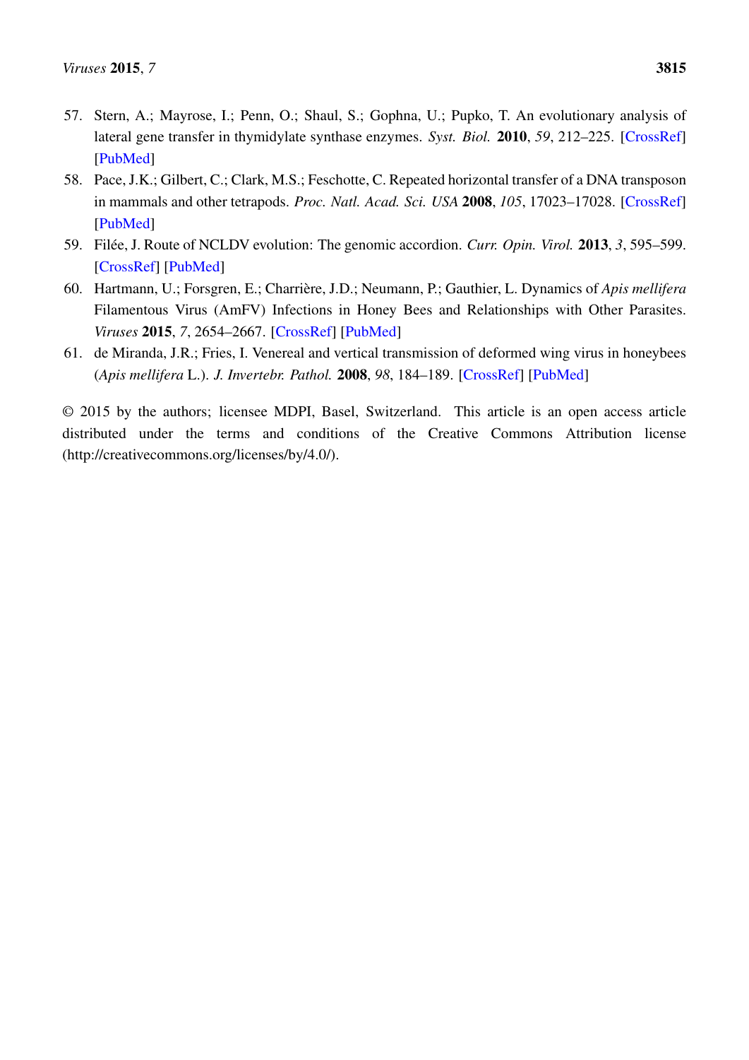57. Stern, A.; Mayrose, I.; Penn, O.; Shaul, S.; Gophna, U.; Pupko, T. An evolutionary analysis of lateral gene transfer in thymidylate synthase enzymes. *Syst. Biol.* **2010**, *59*, 212–225. [CrossRef] [PubMed]
58. Pace, J.K.; Gilbert, C.; Clark, M.S.; Feschotte, C. Repeated horizontal transfer of a DNA transposon in mammals and other tetrapods. *Proc. Natl. Acad. Sci. USA* **2008**, *105*, 17023–17028. [CrossRef] [PubMed]
59. Filée, J. Route of NCLDV evolution: The genomic accordion. *Curr. Opin. Virol.* **2013**, *3*, 595–599. [CrossRef] [PubMed]
60. Hartmann, U.; Forsgren, E.; Charrière, J.D.; Neumann, P.; Gauthier, L. Dynamics of *Apis mellifera* Filamentous Virus (AmFV) Infections in Honey Bees and Relationships with Other Parasites. *Viruses* **2015**, *7*, 2654–2667. [CrossRef] [PubMed]
61. de Miranda, J.R.; Fries, I. Venereal and vertical transmission of deformed wing virus in honeybees (*Apis mellifera* L.). *J. Invertebr. Pathol.* **2008**, *98*, 184–189. [CrossRef] [PubMed]

© 2015 by the authors; licensee MDPI, Basel, Switzerland. This article is an open access article distributed under the terms and conditions of the Creative Commons Attribution license (http://creativecommons.org/licenses/by/4.0/).